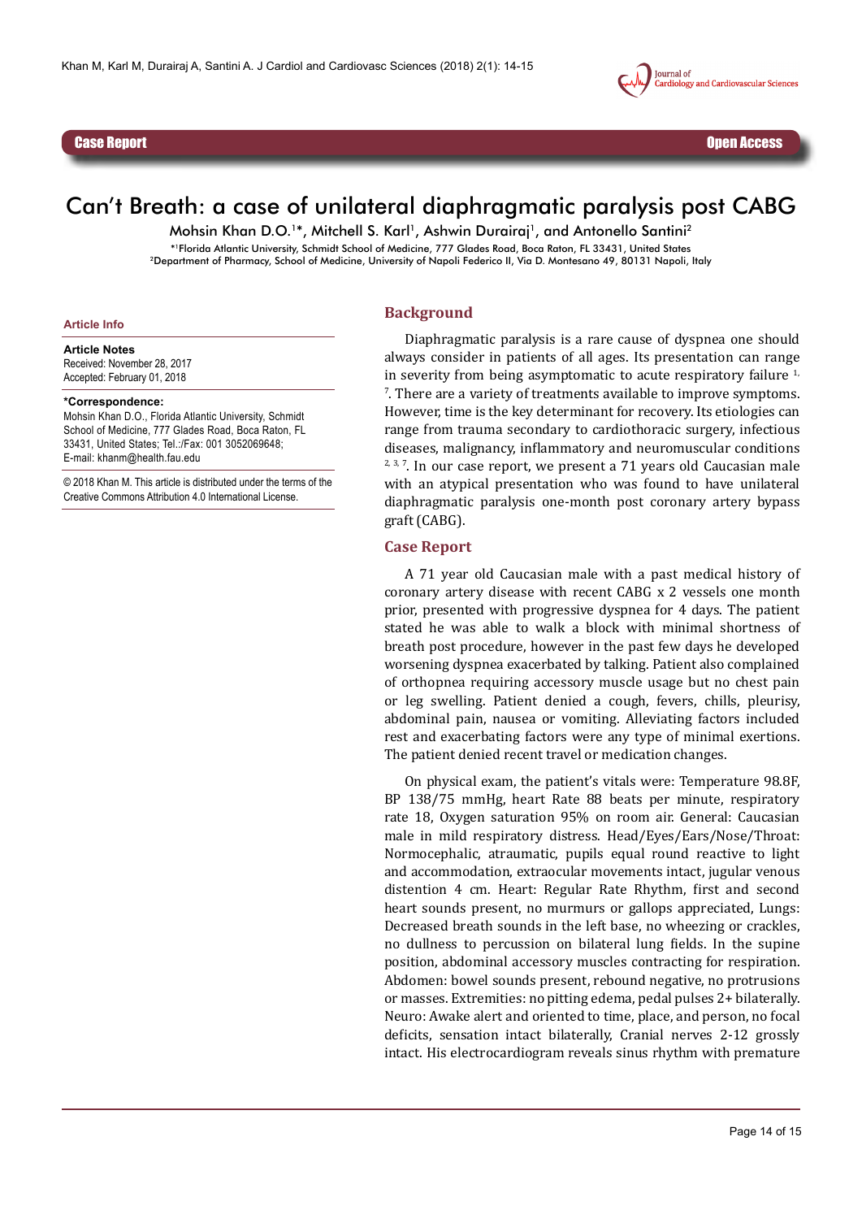Case Report

Open Access

# Can't Breath: a case of unilateral diaphragmatic paralysis post CABG

Mohsin Khan D.O.[1]*, Mitchell S. Karl[1], Ashwin Durairaj[1], and Antonello Santini[2]

*[1]Florida Atlantic University, Schmidt School of Medicine, 777 Glades Road, Boca Raton, FL 33431, United States
[2]Department of Pharmacy, School of Medicine, University of Napoli Federico II, Via D. Montesano 49, 80131 Napoli, Italy

**Article Info**

**Article Notes**
Received: November 28, 2017
Accepted: February 01, 2018

***Correspondence:**
Mohsin Khan D.O., Florida Atlantic University, Schmidt School of Medicine, 777 Glades Road, Boca Raton, FL 33431, United States; Tel.:/Fax: 001 3052069648;
E-mail: khanm@health.fau.edu

© 2018 Khan M. This article is distributed under the terms of the Creative Commons Attribution 4.0 International License.

## Background

Diaphragmatic paralysis is a rare cause of dyspnea one should always consider in patients of all ages. Its presentation can range in severity from being asymptomatic to acute respiratory failure [1, 7]. There are a variety of treatments available to improve symptoms. However, time is the key determinant for recovery. Its etiologies can range from trauma secondary to cardiothoracic surgery, infectious diseases, malignancy, inflammatory and neuromuscular conditions [2, 3, 7]. In our case report, we present a 71 years old Caucasian male with an atypical presentation who was found to have unilateral diaphragmatic paralysis one-month post coronary artery bypass graft (CABG).

## Case Report

A 71 year old Caucasian male with a past medical history of coronary artery disease with recent CABG x 2 vessels one month prior, presented with progressive dyspnea for 4 days. The patient stated he was able to walk a block with minimal shortness of breath post procedure, however in the past few days he developed worsening dyspnea exacerbated by talking. Patient also complained of orthopnea requiring accessory muscle usage but no chest pain or leg swelling. Patient denied a cough, fevers, chills, pleurisy, abdominal pain, nausea or vomiting. Alleviating factors included rest and exacerbating factors were any type of minimal exertions. The patient denied recent travel or medication changes.

On physical exam, the patient's vitals were: Temperature 98.8F, BP 138/75 mmHg, heart Rate 88 beats per minute, respiratory rate 18, Oxygen saturation 95% on room air. General: Caucasian male in mild respiratory distress. Head/Eyes/Ears/Nose/Throat: Normocephalic, atraumatic, pupils equal round reactive to light and accommodation, extraocular movements intact, jugular venous distention 4 cm. Heart: Regular Rate Rhythm, first and second heart sounds present, no murmurs or gallops appreciated, Lungs: Decreased breath sounds in the left base, no wheezing or crackles, no dullness to percussion on bilateral lung fields. In the supine position, abdominal accessory muscles contracting for respiration. Abdomen: bowel sounds present, rebound negative, no protrusions or masses. Extremities: no pitting edema, pedal pulses 2+ bilaterally. Neuro: Awake alert and oriented to time, place, and person, no focal deficits, sensation intact bilaterally, Cranial nerves 2-12 grossly intact. His electrocardiogram reveals sinus rhythm with premature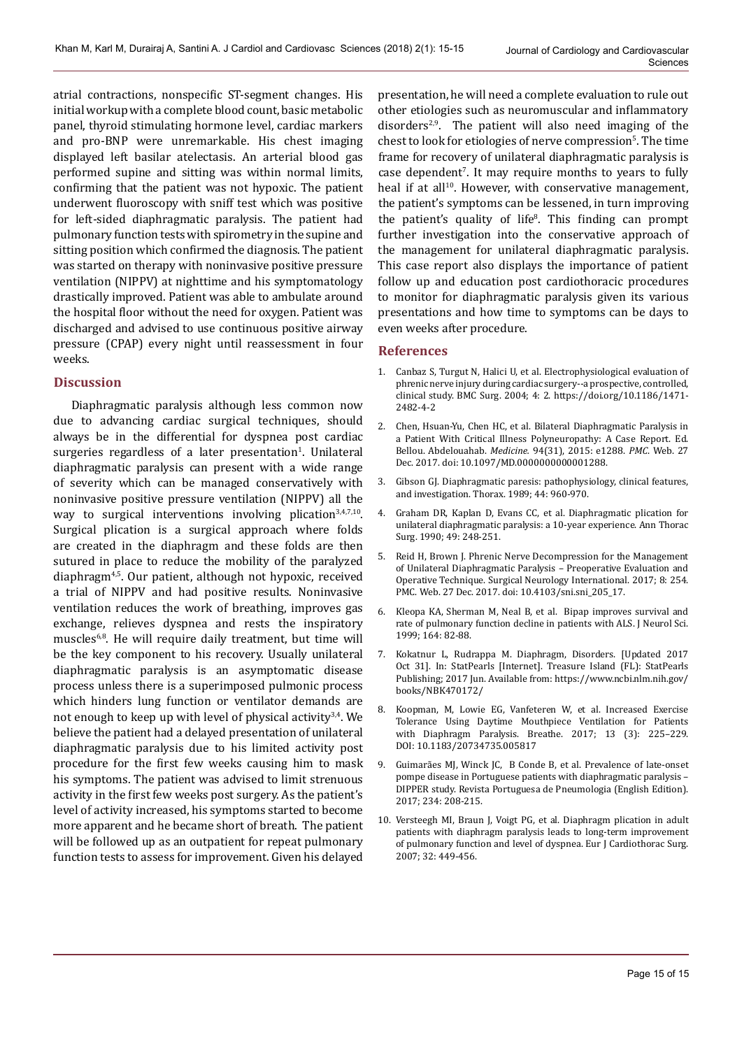atrial contractions, nonspecific ST-segment changes. His initial workup with a complete blood count, basic metabolic panel, thyroid stimulating hormone level, cardiac markers and pro-BNP were unremarkable. His chest imaging displayed left basilar atelectasis. An arterial blood gas performed supine and sitting was within normal limits, confirming that the patient was not hypoxic. The patient underwent fluoroscopy with sniff test which was positive for left-sided diaphragmatic paralysis. The patient had pulmonary function tests with spirometry in the supine and sitting position which confirmed the diagnosis. The patient was started on therapy with noninvasive positive pressure ventilation (NIPPV) at nighttime and his symptomatology drastically improved. Patient was able to ambulate around the hospital floor without the need for oxygen. Patient was discharged and advised to use continuous positive airway pressure (CPAP) every night until reassessment in four weeks.

## Discussion

Diaphragmatic paralysis although less common now due to advancing cardiac surgical techniques, should always be in the differential for dyspnea post cardiac surgeries regardless of a later presentation[1]. Unilateral diaphragmatic paralysis can present with a wide range of severity which can be managed conservatively with noninvasive positive pressure ventilation (NIPPV) all the way to surgical interventions involving plication[3,4,7,10]. Surgical plication is a surgical approach where folds are created in the diaphragm and these folds are then sutured in place to reduce the mobility of the paralyzed diaphragm[4,5]. Our patient, although not hypoxic, received a trial of NIPPV and had positive results. Noninvasive ventilation reduces the work of breathing, improves gas exchange, relieves dyspnea and rests the inspiratory muscles[6,8]. He will require daily treatment, but time will be the key component to his recovery. Usually unilateral diaphragmatic paralysis is an asymptomatic disease process unless there is a superimposed pulmonic process which hinders lung function or ventilator demands are not enough to keep up with level of physical activity[3,4]. We believe the patient had a delayed presentation of unilateral diaphragmatic paralysis due to his limited activity post procedure for the first few weeks causing him to mask his symptoms. The patient was advised to limit strenuous activity in the first few weeks post surgery. As the patient's level of activity increased, his symptoms started to become more apparent and he became short of breath. The patient will be followed up as an outpatient for repeat pulmonary function tests to assess for improvement. Given his delayed presentation, he will need a complete evaluation to rule out other etiologies such as neuromuscular and inflammatory disorders[2,9]. The patient will also need imaging of the chest to look for etiologies of nerve compression[5]. The time frame for recovery of unilateral diaphragmatic paralysis is case dependent[7]. It may require months to years to fully heal if at all[10]. However, with conservative management, the patient's symptoms can be lessened, in turn improving the patient's quality of life[8]. This finding can prompt further investigation into the conservative approach of the management for unilateral diaphragmatic paralysis. This case report also displays the importance of patient follow up and education post cardiothoracic procedures to monitor for diaphragmatic paralysis given its various presentations and how time to symptoms can be days to even weeks after procedure.

## References

1. Canbaz S, Turgut N, Halici U, et al. Electrophysiological evaluation of phrenic nerve injury during cardiac surgery--a prospective, controlled, clinical study. BMC Surg. 2004; 4: 2. https://doi.org/10.1186/1471-2482-4-2
2. Chen, Hsuan-Yu, Chen HC, et al. Bilateral Diaphragmatic Paralysis in a Patient With Critical Illness Polyneuropathy: A Case Report. Ed. Bellou. Abdelouahab. *Medicine.* 94(31), 2015: e1288. *PMC*. Web. 27 Dec. 2017. doi: 10.1097/MD.0000000000001288.
3. Gibson GJ. Diaphragmatic paresis: pathophysiology, clinical features, and investigation. Thorax. 1989; 44: 960-970.
4. Graham DR, Kaplan D, Evans CC, et al. Diaphragmatic plication for unilateral diaphragmatic paralysis: a 10-year experience. Ann Thorac Surg. 1990; 49: 248-251.
5. Reid H, Brown J. Phrenic Nerve Decompression for the Management of Unilateral Diaphragmatic Paralysis – Preoperative Evaluation and Operative Technique. Surgical Neurology International. 2017; 8: 254. PMC. Web. 27 Dec. 2017. doi: 10.4103/sni.sni_205_17.
6. Kleopa KA, Sherman M, Neal B, et al. Bipap improves survival and rate of pulmonary function decline in patients with ALS. J Neurol Sci. 1999; 164: 82-88.
7. Kokatnur L, Rudrappa M. Diaphragm, Disorders. [Updated 2017 Oct 31]. In: StatPearls [Internet]. Treasure Island (FL): StatPearls Publishing; 2017 Jun. Available from: https://www.ncbi.nlm.nih.gov/books/NBK470172/
8. Koopman, M, Lowie EG, Vanfeteren W, et al. Increased Exercise Tolerance Using Daytime Mouthpiece Ventilation for Patients with Diaphragm Paralysis. Breathe. 2017; 13 (3): 225–229. DOI: 10.1183/20734735.005817
9. Guimarães MJ, Winck JC, B Conde B, et al. Prevalence of late-onset pompe disease in Portuguese patients with diaphragmatic paralysis – DIPPER study. Revista Portuguesa de Pneumologia (English Edition). 2017; 234: 208-215.
10. Versteegh MI, Braun J, Voigt PG, et al. Diaphragm plication in adult patients with diaphragm paralysis leads to long-term improvement of pulmonary function and level of dyspnea. Eur J Cardiothorac Surg. 2007; 32: 449-456.